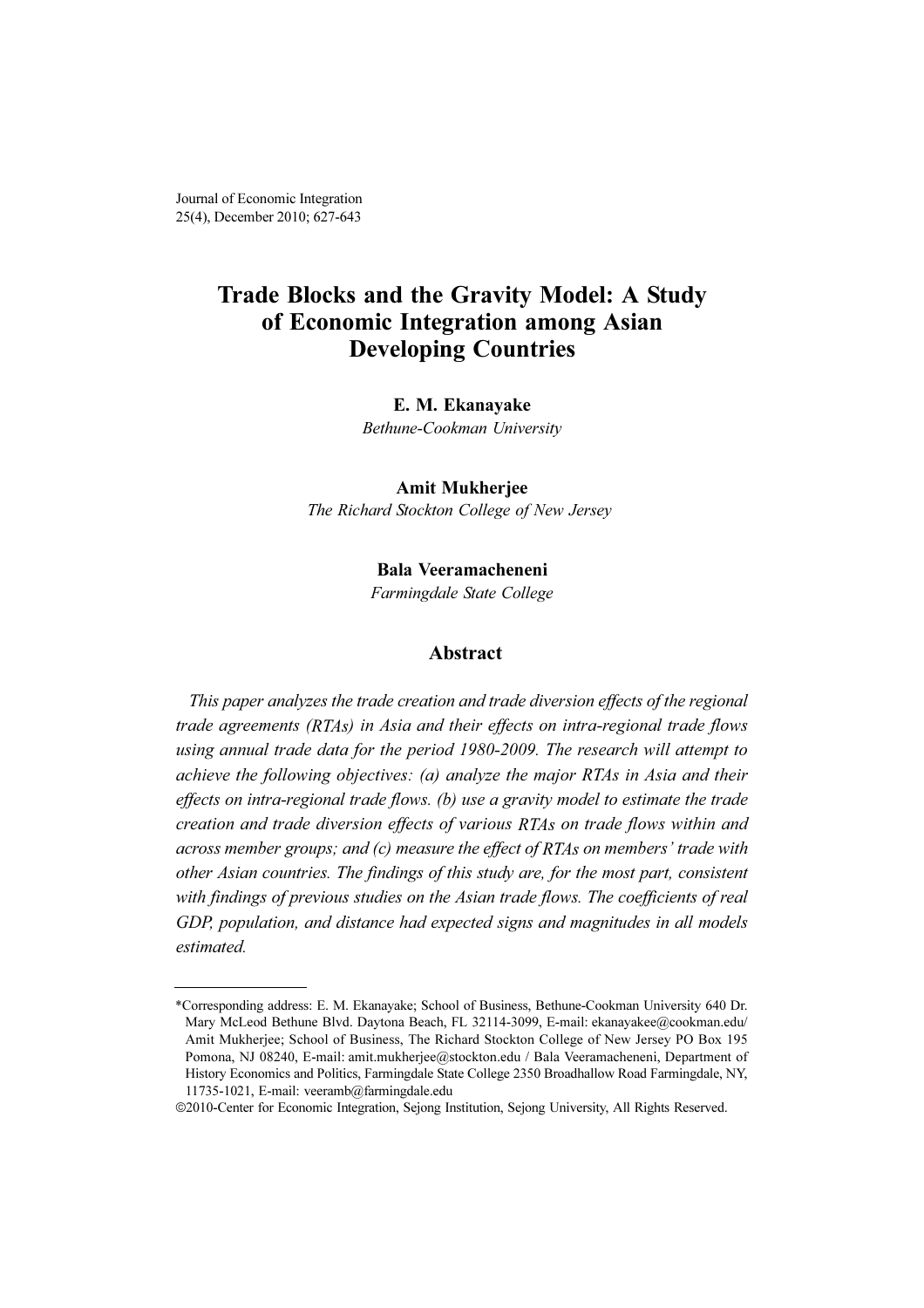Journal of Economic Integration
25(4), December 2010; 627-643

# Trade Blocks and the Gravity Model: A Study of Economic Integration among Asian Developing Countries

**E. M. Ekanayake**
*Bethune-Cookman University*

**Amit Mukherjee**
*The Richard Stockton College of New Jersey*

**Bala Veeramacheneni**
*Farmingdale State College*

## Abstract

*This paper analyzes the trade creation and trade diversion effects of the regional trade agreements (RTAs) in Asia and their effects on intra-regional trade flows using annual trade data for the period 1980-2009. The research will attempt to achieve the following objectives: (a) analyze the major RTAs in Asia and their effects on intra-regional trade flows. (b) use a gravity model to estimate the trade creation and trade diversion effects of various RTAs on trade flows within and across member groups; and (c) measure the effect of RTAs on members' trade with other Asian countries. The findings of this study are, for the most part, consistent with findings of previous studies on the Asian trade flows. The coefficients of real GDP, population, and distance had expected signs and magnitudes in all models estimated.*

---

*Corresponding address: E. M. Ekanayake; School of Business, Bethune-Cookman University 640 Dr. Mary McLeod Bethune Blvd. Daytona Beach, FL 32114-3099, E-mail: ekanayakee@cookman.edu/ Amit Mukherjee; School of Business, The Richard Stockton College of New Jersey PO Box 195 Pomona, NJ 08240, E-mail: amit.mukherjee@stockton.edu / Bala Veeramacheneni, Department of History Economics and Politics, Farmingdale State College 2350 Broadhallow Road Farmingdale, NY, 11735-1021, E-mail: veeramb@farmingdale.edu

©2010-Center for Economic Integration, Sejong Institution, Sejong University, All Rights Reserved.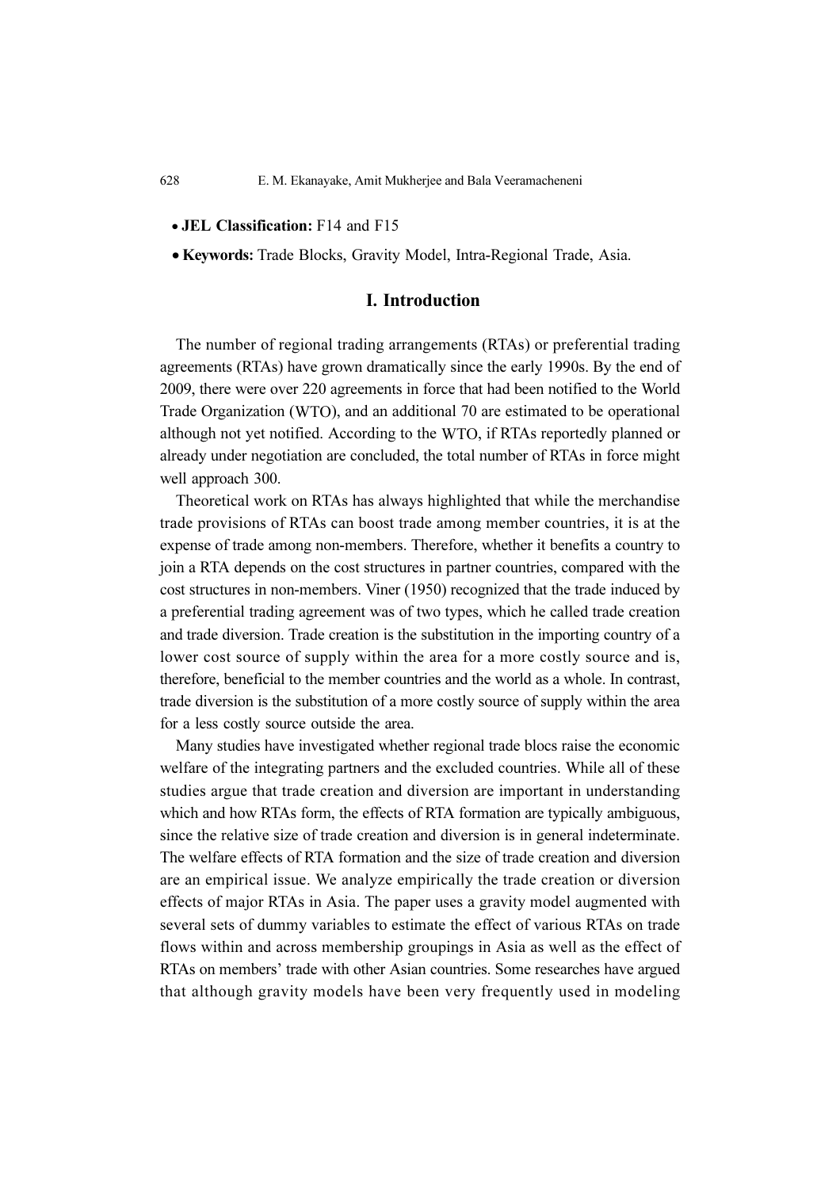- **JEL Classification:** F14 and F15
- **Keywords:** Trade Blocks, Gravity Model, Intra-Regional Trade, Asia.

## I. Introduction

The number of regional trading arrangements (RTAs) or preferential trading agreements (RTAs) have grown dramatically since the early 1990s. By the end of 2009, there were over 220 agreements in force that had been notified to the World Trade Organization (WTO), and an additional 70 are estimated to be operational although not yet notified. According to the WTO, if RTAs reportedly planned or already under negotiation are concluded, the total number of RTAs in force might well approach 300.

Theoretical work on RTAs has always highlighted that while the merchandise trade provisions of RTAs can boost trade among member countries, it is at the expense of trade among non-members. Therefore, whether it benefits a country to join a RTA depends on the cost structures in partner countries, compared with the cost structures in non-members. Viner (1950) recognized that the trade induced by a preferential trading agreement was of two types, which he called trade creation and trade diversion. Trade creation is the substitution in the importing country of a lower cost source of supply within the area for a more costly source and is, therefore, beneficial to the member countries and the world as a whole. In contrast, trade diversion is the substitution of a more costly source of supply within the area for a less costly source outside the area.

Many studies have investigated whether regional trade blocs raise the economic welfare of the integrating partners and the excluded countries. While all of these studies argue that trade creation and diversion are important in understanding which and how RTAs form, the effects of RTA formation are typically ambiguous, since the relative size of trade creation and diversion is in general indeterminate. The welfare effects of RTA formation and the size of trade creation and diversion are an empirical issue. We analyze empirically the trade creation or diversion effects of major RTAs in Asia. The paper uses a gravity model augmented with several sets of dummy variables to estimate the effect of various RTAs on trade flows within and across membership groupings in Asia as well as the effect of RTAs on members' trade with other Asian countries. Some researches have argued that although gravity models have been very frequently used in modeling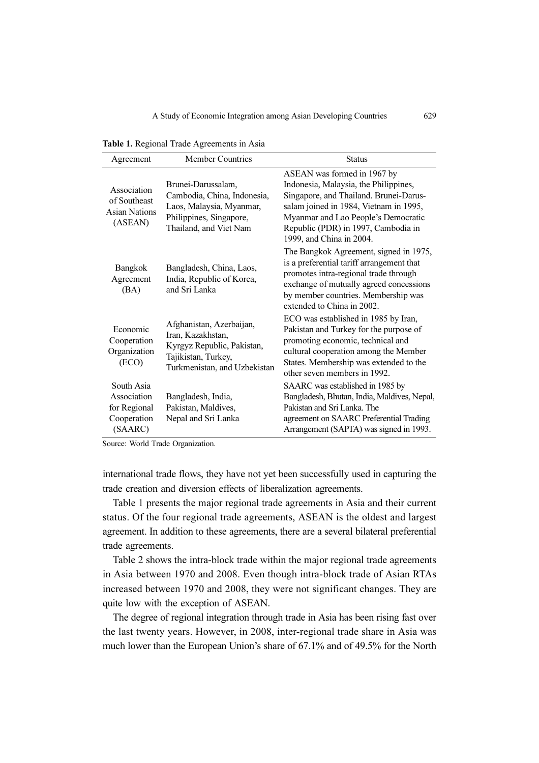**Table 1.** Regional Trade Agreements in Asia

| Agreement | Member Countries | Status |
|---|---|---|
| Association of Southeast Asian Nations (ASEAN) | Brunei-Darussalam, Cambodia, China, Indonesia, Laos, Malaysia, Myanmar, Philippines, Singapore, Thailand, and Viet Nam | ASEAN was formed in 1967 by Indonesia, Malaysia, the Philippines, Singapore, and Thailand. Brunei-Darussalam joined in 1984, Vietnam in 1995, Myanmar and Lao People's Democratic Republic (PDR) in 1997, Cambodia in 1999, and China in 2004. |
| Bangkok Agreement (BA) | Bangladesh, China, Laos, India, Republic of Korea, and Sri Lanka | The Bangkok Agreement, signed in 1975, is a preferential tariff arrangement that promotes intra-regional trade through exchange of mutually agreed concessions by member countries. Membership was extended to China in 2002. |
| Economic Cooperation Organization (ECO) | Afghanistan, Azerbaijan, Iran, Kazakhstan, Kyrgyz Republic, Pakistan, Tajikistan, Turkey, Turkmenistan, and Uzbekistan | ECO was established in 1985 by Iran, Pakistan and Turkey for the purpose of promoting economic, technical and cultural cooperation among the Member States. Membership was extended to the other seven members in 1992. |
| South Asia Association for Regional Cooperation (SAARC) | Bangladesh, India, Pakistan, Maldives, Nepal and Sri Lanka | SAARC was established in 1985 by Bangladesh, Bhutan, India, Maldives, Nepal, Pakistan and Sri Lanka. The agreement on SAARC Preferential Trading Arrangement (SAPTA) was signed in 1993. |

Source: World Trade Organization.

international trade flows, they have not yet been successfully used in capturing the trade creation and diversion effects of liberalization agreements.

Table 1 presents the major regional trade agreements in Asia and their current status. Of the four regional trade agreements, ASEAN is the oldest and largest agreement. In addition to these agreements, there are a several bilateral preferential trade agreements.

Table 2 shows the intra-block trade within the major regional trade agreements in Asia between 1970 and 2008. Even though intra-block trade of Asian RTAs increased between 1970 and 2008, they were not significant changes. They are quite low with the exception of ASEAN.

The degree of regional integration through trade in Asia has been rising fast over the last twenty years. However, in 2008, inter-regional trade share in Asia was much lower than the European Union's share of 67.1% and of 49.5% for the North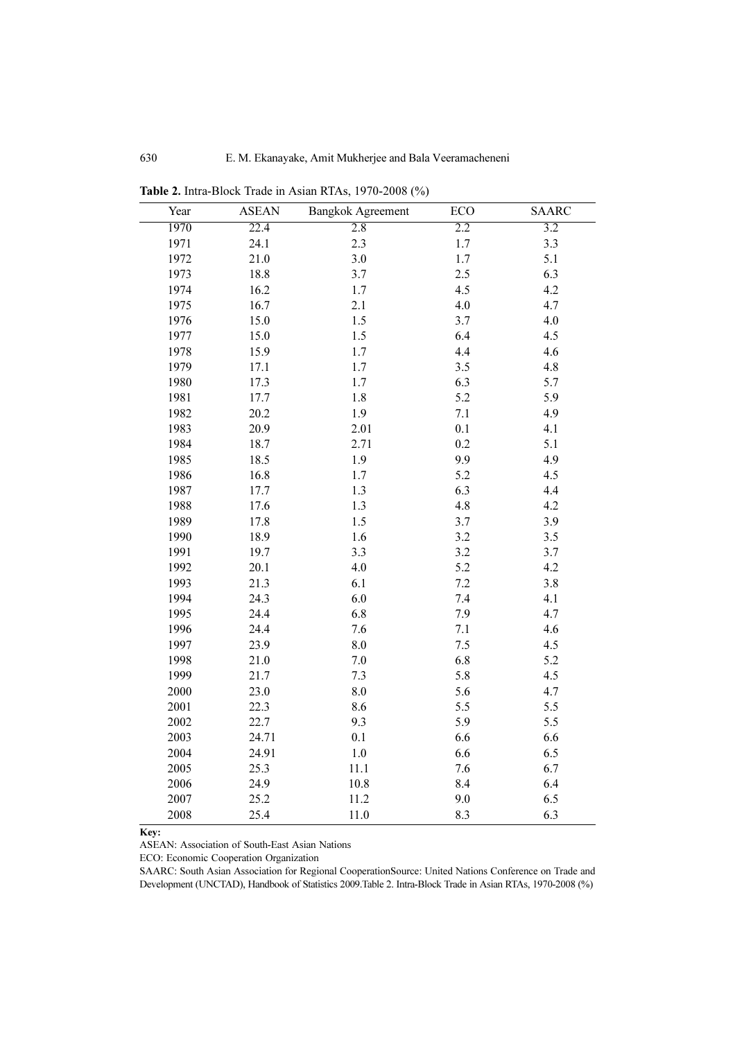**Table 2.** Intra-Block Trade in Asian RTAs, 1970-2008 (%)

| Year | ASEAN | Bangkok Agreement | ECO | SAARC |
|---|---|---|---|---|
| 1970 | 22.4 | 2.8 | 2.2 | 3.2 |
| 1971 | 24.1 | 2.3 | 1.7 | 3.3 |
| 1972 | 21.0 | 3.0 | 1.7 | 5.1 |
| 1973 | 18.8 | 3.7 | 2.5 | 6.3 |
| 1974 | 16.2 | 1.7 | 4.5 | 4.2 |
| 1975 | 16.7 | 2.1 | 4.0 | 4.7 |
| 1976 | 15.0 | 1.5 | 3.7 | 4.0 |
| 1977 | 15.0 | 1.5 | 6.4 | 4.5 |
| 1978 | 15.9 | 1.7 | 4.4 | 4.6 |
| 1979 | 17.1 | 1.7 | 3.5 | 4.8 |
| 1980 | 17.3 | 1.7 | 6.3 | 5.7 |
| 1981 | 17.7 | 1.8 | 5.2 | 5.9 |
| 1982 | 20.2 | 1.9 | 7.1 | 4.9 |
| 1983 | 20.9 | 2.01 | 0.1 | 4.1 |
| 1984 | 18.7 | 2.71 | 0.2 | 5.1 |
| 1985 | 18.5 | 1.9 | 9.9 | 4.9 |
| 1986 | 16.8 | 1.7 | 5.2 | 4.5 |
| 1987 | 17.7 | 1.3 | 6.3 | 4.4 |
| 1988 | 17.6 | 1.3 | 4.8 | 4.2 |
| 1989 | 17.8 | 1.5 | 3.7 | 3.9 |
| 1990 | 18.9 | 1.6 | 3.2 | 3.5 |
| 1991 | 19.7 | 3.3 | 3.2 | 3.7 |
| 1992 | 20.1 | 4.0 | 5.2 | 4.2 |
| 1993 | 21.3 | 6.1 | 7.2 | 3.8 |
| 1994 | 24.3 | 6.0 | 7.4 | 4.1 |
| 1995 | 24.4 | 6.8 | 7.9 | 4.7 |
| 1996 | 24.4 | 7.6 | 7.1 | 4.6 |
| 1997 | 23.9 | 8.0 | 7.5 | 4.5 |
| 1998 | 21.0 | 7.0 | 6.8 | 5.2 |
| 1999 | 21.7 | 7.3 | 5.8 | 4.5 |
| 2000 | 23.0 | 8.0 | 5.6 | 4.7 |
| 2001 | 22.3 | 8.6 | 5.5 | 5.5 |
| 2002 | 22.7 | 9.3 | 5.9 | 5.5 |
| 2003 | 24.71 | 0.1 | 6.6 | 6.6 |
| 2004 | 24.91 | 1.0 | 6.6 | 6.5 |
| 2005 | 25.3 | 11.1 | 7.6 | 6.7 |
| 2006 | 24.9 | 10.8 | 8.4 | 6.4 |
| 2007 | 25.2 | 11.2 | 9.0 | 6.5 |
| 2008 | 25.4 | 11.0 | 8.3 | 6.3 |

**Key:**

ASEAN: Association of South-East Asian Nations

ECO: Economic Cooperation Organization

SAARC: South Asian Association for Regional CooperationSource: United Nations Conference on Trade and Development (UNCTAD), Handbook of Statistics 2009.Table 2. Intra-Block Trade in Asian RTAs, 1970-2008 (%)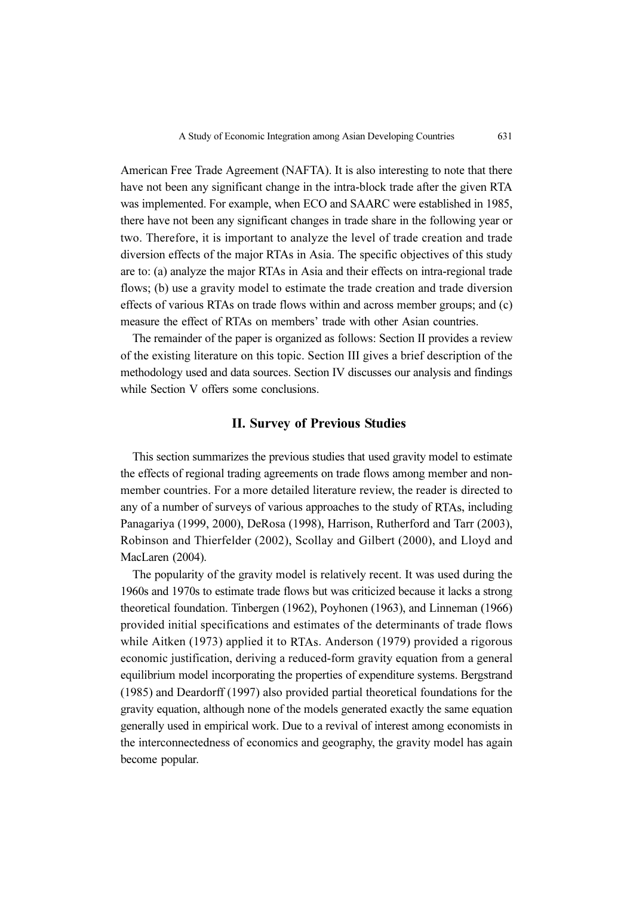American Free Trade Agreement (NAFTA). It is also interesting to note that there have not been any significant change in the intra-block trade after the given RTA was implemented. For example, when ECO and SAARC were established in 1985, there have not been any significant changes in trade share in the following year or two. Therefore, it is important to analyze the level of trade creation and trade diversion effects of the major RTAs in Asia. The specific objectives of this study are to: (a) analyze the major RTAs in Asia and their effects on intra-regional trade flows; (b) use a gravity model to estimate the trade creation and trade diversion effects of various RTAs on trade flows within and across member groups; and (c) measure the effect of RTAs on members' trade with other Asian countries.

The remainder of the paper is organized as follows: Section II provides a review of the existing literature on this topic. Section III gives a brief description of the methodology used and data sources. Section IV discusses our analysis and findings while Section V offers some conclusions.

## II. Survey of Previous Studies

This section summarizes the previous studies that used gravity model to estimate the effects of regional trading agreements on trade flows among member and non-member countries. For a more detailed literature review, the reader is directed to any of a number of surveys of various approaches to the study of RTAs, including Panagariya (1999, 2000), DeRosa (1998), Harrison, Rutherford and Tarr (2003), Robinson and Thierfelder (2002), Scollay and Gilbert (2000), and Lloyd and MacLaren (2004).

The popularity of the gravity model is relatively recent. It was used during the 1960s and 1970s to estimate trade flows but was criticized because it lacks a strong theoretical foundation. Tinbergen (1962), Poyhonen (1963), and Linneman (1966) provided initial specifications and estimates of the determinants of trade flows while Aitken (1973) applied it to RTAs. Anderson (1979) provided a rigorous economic justification, deriving a reduced-form gravity equation from a general equilibrium model incorporating the properties of expenditure systems. Bergstrand (1985) and Deardorff (1997) also provided partial theoretical foundations for the gravity equation, although none of the models generated exactly the same equation generally used in empirical work. Due to a revival of interest among economists in the interconnectedness of economics and geography, the gravity model has again become popular.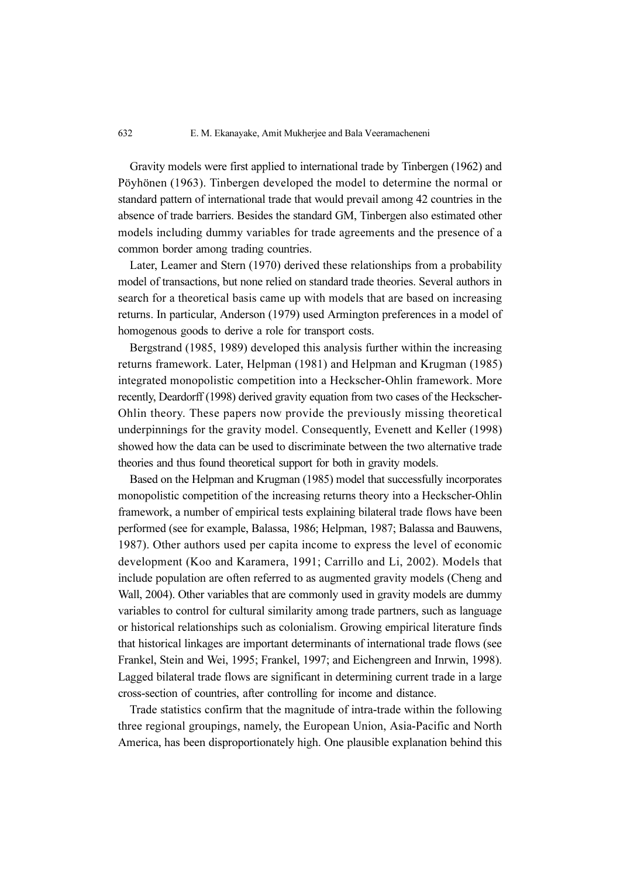Gravity models were first applied to international trade by Tinbergen (1962) and Pöyhönen (1963). Tinbergen developed the model to determine the normal or standard pattern of international trade that would prevail among 42 countries in the absence of trade barriers. Besides the standard GM, Tinbergen also estimated other models including dummy variables for trade agreements and the presence of a common border among trading countries.

Later, Leamer and Stern (1970) derived these relationships from a probability model of transactions, but none relied on standard trade theories. Several authors in search for a theoretical basis came up with models that are based on increasing returns. In particular, Anderson (1979) used Armington preferences in a model of homogenous goods to derive a role for transport costs.

Bergstrand (1985, 1989) developed this analysis further within the increasing returns framework. Later, Helpman (1981) and Helpman and Krugman (1985) integrated monopolistic competition into a Heckscher-Ohlin framework. More recently, Deardorff (1998) derived gravity equation from two cases of the Heckscher-Ohlin theory. These papers now provide the previously missing theoretical underpinnings for the gravity model. Consequently, Evenett and Keller (1998) showed how the data can be used to discriminate between the two alternative trade theories and thus found theoretical support for both in gravity models.

Based on the Helpman and Krugman (1985) model that successfully incorporates monopolistic competition of the increasing returns theory into a Heckscher-Ohlin framework, a number of empirical tests explaining bilateral trade flows have been performed (see for example, Balassa, 1986; Helpman, 1987; Balassa and Bauwens, 1987). Other authors used per capita income to express the level of economic development (Koo and Karamera, 1991; Carrillo and Li, 2002). Models that include population are often referred to as augmented gravity models (Cheng and Wall, 2004). Other variables that are commonly used in gravity models are dummy variables to control for cultural similarity among trade partners, such as language or historical relationships such as colonialism. Growing empirical literature finds that historical linkages are important determinants of international trade flows (see Frankel, Stein and Wei, 1995; Frankel, 1997; and Eichengreen and Inrwin, 1998). Lagged bilateral trade flows are significant in determining current trade in a large cross-section of countries, after controlling for income and distance.

Trade statistics confirm that the magnitude of intra-trade within the following three regional groupings, namely, the European Union, Asia-Pacific and North America, has been disproportionately high. One plausible explanation behind this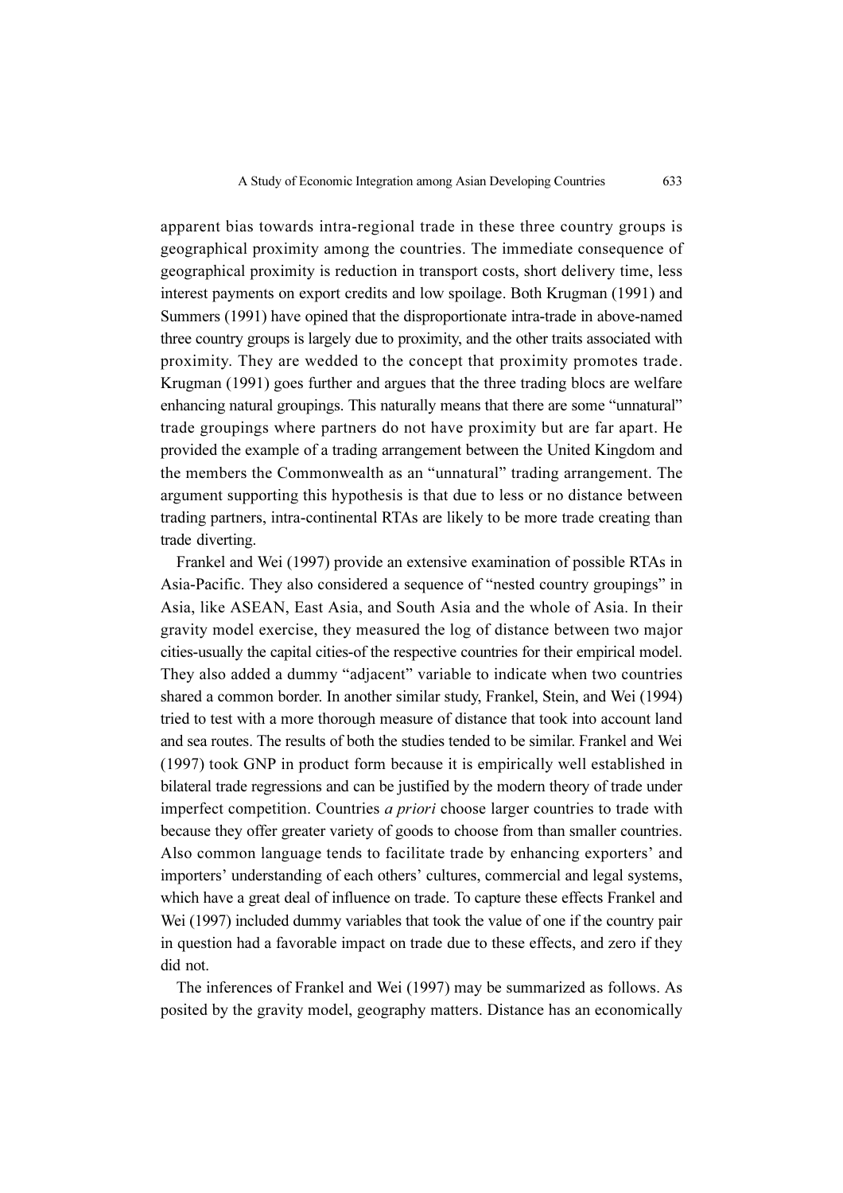apparent bias towards intra-regional trade in these three country groups is geographical proximity among the countries. The immediate consequence of geographical proximity is reduction in transport costs, short delivery time, less interest payments on export credits and low spoilage. Both Krugman (1991) and Summers (1991) have opined that the disproportionate intra-trade in above-named three country groups is largely due to proximity, and the other traits associated with proximity. They are wedded to the concept that proximity promotes trade. Krugman (1991) goes further and argues that the three trading blocs are welfare enhancing natural groupings. This naturally means that there are some "unnatural" trade groupings where partners do not have proximity but are far apart. He provided the example of a trading arrangement between the United Kingdom and the members the Commonwealth as an "unnatural" trading arrangement. The argument supporting this hypothesis is that due to less or no distance between trading partners, intra-continental RTAs are likely to be more trade creating than trade diverting.

Frankel and Wei (1997) provide an extensive examination of possible RTAs in Asia-Pacific. They also considered a sequence of "nested country groupings" in Asia, like ASEAN, East Asia, and South Asia and the whole of Asia. In their gravity model exercise, they measured the log of distance between two major cities-usually the capital cities-of the respective countries for their empirical model. They also added a dummy "adjacent" variable to indicate when two countries shared a common border. In another similar study, Frankel, Stein, and Wei (1994) tried to test with a more thorough measure of distance that took into account land and sea routes. The results of both the studies tended to be similar. Frankel and Wei (1997) took GNP in product form because it is empirically well established in bilateral trade regressions and can be justified by the modern theory of trade under imperfect competition. Countries *a priori* choose larger countries to trade with because they offer greater variety of goods to choose from than smaller countries. Also common language tends to facilitate trade by enhancing exporters' and importers' understanding of each others' cultures, commercial and legal systems, which have a great deal of influence on trade. To capture these effects Frankel and Wei (1997) included dummy variables that took the value of one if the country pair in question had a favorable impact on trade due to these effects, and zero if they did not.

The inferences of Frankel and Wei (1997) may be summarized as follows. As posited by the gravity model, geography matters. Distance has an economically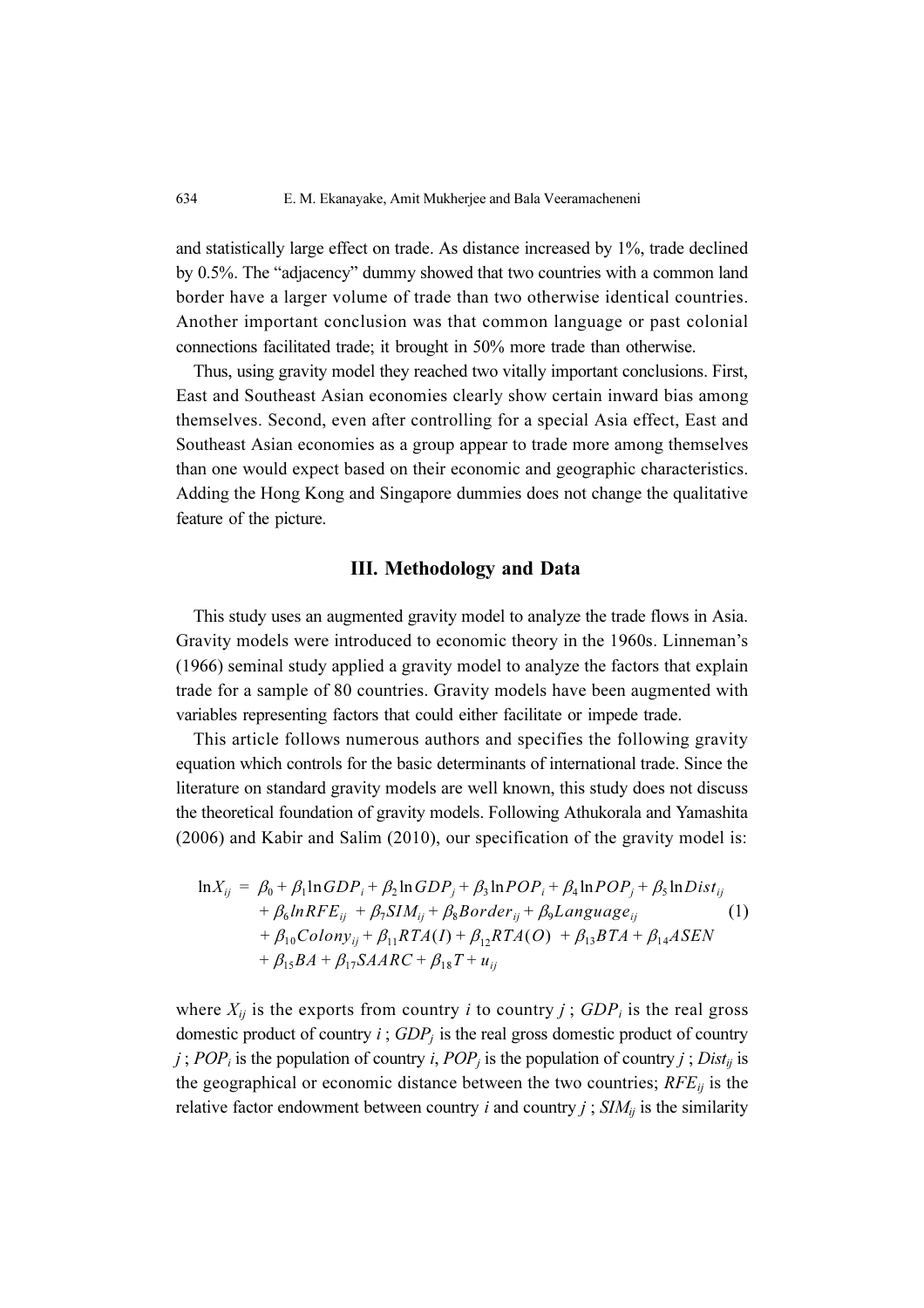and statistically large effect on trade. As distance increased by 1%, trade declined by 0.5%. The "adjacency" dummy showed that two countries with a common land border have a larger volume of trade than two otherwise identical countries. Another important conclusion was that common language or past colonial connections facilitated trade; it brought in 50% more trade than otherwise.

Thus, using gravity model they reached two vitally important conclusions. First, East and Southeast Asian economies clearly show certain inward bias among themselves. Second, even after controlling for a special Asia effect, East and Southeast Asian economies as a group appear to trade more among themselves than one would expect based on their economic and geographic characteristics. Adding the Hong Kong and Singapore dummies does not change the qualitative feature of the picture.

## III. Methodology and Data

This study uses an augmented gravity model to analyze the trade flows in Asia. Gravity models were introduced to economic theory in the 1960s. Linneman's (1966) seminal study applied a gravity model to analyze the factors that explain trade for a sample of 80 countries. Gravity models have been augmented with variables representing factors that could either facilitate or impede trade.

This article follows numerous authors and specifies the following gravity equation which controls for the basic determinants of international trade. Since the literature on standard gravity models are well known, this study does not discuss the theoretical foundation of gravity models. Following Athukorala and Yamashita (2006) and Kabir and Salim (2010), our specification of the gravity model is:

$$
\begin{aligned}
\ln X_{ij} = {} & \beta_0 + \beta_1 \ln GDP_i + \beta_2 \ln GDP_j + \beta_3 \ln POP_i + \beta_4 \ln POP_j + \beta_5 \ln Dist_{ij} \\
& + \beta_6 \ln RFE_{ij} + \beta_7 SIM_{ij} + \beta_8 Border_{ij} + \beta_9 Language_{ij} \\
& + \beta_{10} Colony_{ij} + \beta_{11} RTA(I) + \beta_{12} RTA(O) + \beta_{13} BTA + \beta_{14} ASEN \\
& + \beta_{15} BA + \beta_{17} SAARC + \beta_{18} T + u_{ij}
\end{aligned} \tag{1}
$$

where $X_{ij}$ is the exports from country $i$ to country $j$ ; $GDP_i$ is the real gross domestic product of country $i$ ; $GDP_j$ is the real gross domestic product of country $j$ ; $POP_i$ is the population of country $i$, $POP_j$ is the population of country $j$ ; $Dist_{ij}$ is the geographical or economic distance between the two countries; $RFE_{ij}$ is the relative factor endowment between country $i$ and country $j$ ; $SIM_{ij}$ is the similarity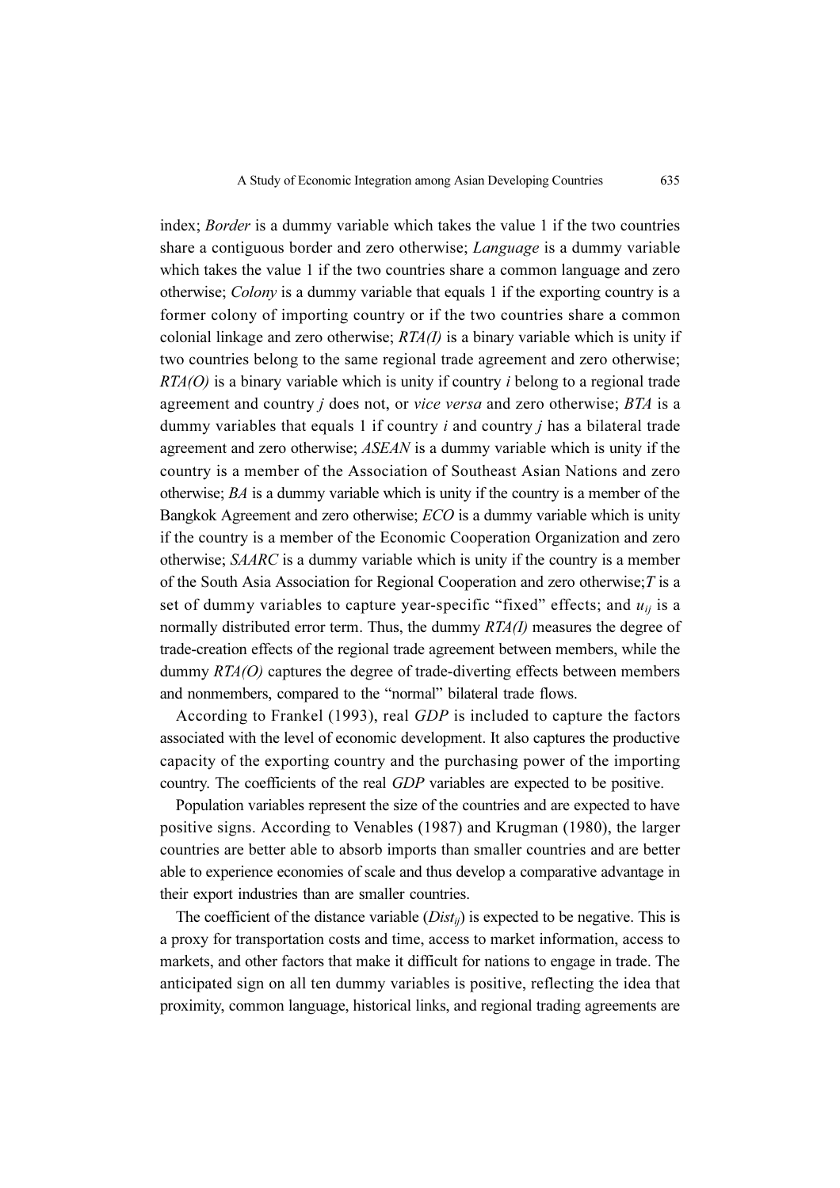index; *Border* is a dummy variable which takes the value 1 if the two countries share a contiguous border and zero otherwise; *Language* is a dummy variable which takes the value 1 if the two countries share a common language and zero otherwise; *Colony* is a dummy variable that equals 1 if the exporting country is a former colony of importing country or if the two countries share a common colonial linkage and zero otherwise; *RTA(I)* is a binary variable which is unity if two countries belong to the same regional trade agreement and zero otherwise; *RTA(O)* is a binary variable which is unity if country $i$ belong to a regional trade agreement and country $j$ does not, or *vice versa* and zero otherwise; *BTA* is a dummy variables that equals 1 if country $i$ and country $j$ has a bilateral trade agreement and zero otherwise; *ASEAN* is a dummy variable which is unity if the country is a member of the Association of Southeast Asian Nations and zero otherwise; *BA* is a dummy variable which is unity if the country is a member of the Bangkok Agreement and zero otherwise; *ECO* is a dummy variable which is unity if the country is a member of the Economic Cooperation Organization and zero otherwise; *SAARC* is a dummy variable which is unity if the country is a member of the South Asia Association for Regional Cooperation and zero otherwise; $T$ is a set of dummy variables to capture year-specific "fixed" effects; and $u_{ij}$ is a normally distributed error term. Thus, the dummy *RTA(I)* measures the degree of trade-creation effects of the regional trade agreement between members, while the dummy *RTA(O)* captures the degree of trade-diverting effects between members and nonmembers, compared to the "normal" bilateral trade flows.

According to Frankel (1993), real *GDP* is included to capture the factors associated with the level of economic development. It also captures the productive capacity of the exporting country and the purchasing power of the importing country. The coefficients of the real *GDP* variables are expected to be positive.

Population variables represent the size of the countries and are expected to have positive signs. According to Venables (1987) and Krugman (1980), the larger countries are better able to absorb imports than smaller countries and are better able to experience economies of scale and thus develop a comparative advantage in their export industries than are smaller countries.

The coefficient of the distance variable ($Dist_{ij}$) is expected to be negative. This is a proxy for transportation costs and time, access to market information, access to markets, and other factors that make it difficult for nations to engage in trade. The anticipated sign on all ten dummy variables is positive, reflecting the idea that proximity, common language, historical links, and regional trading agreements are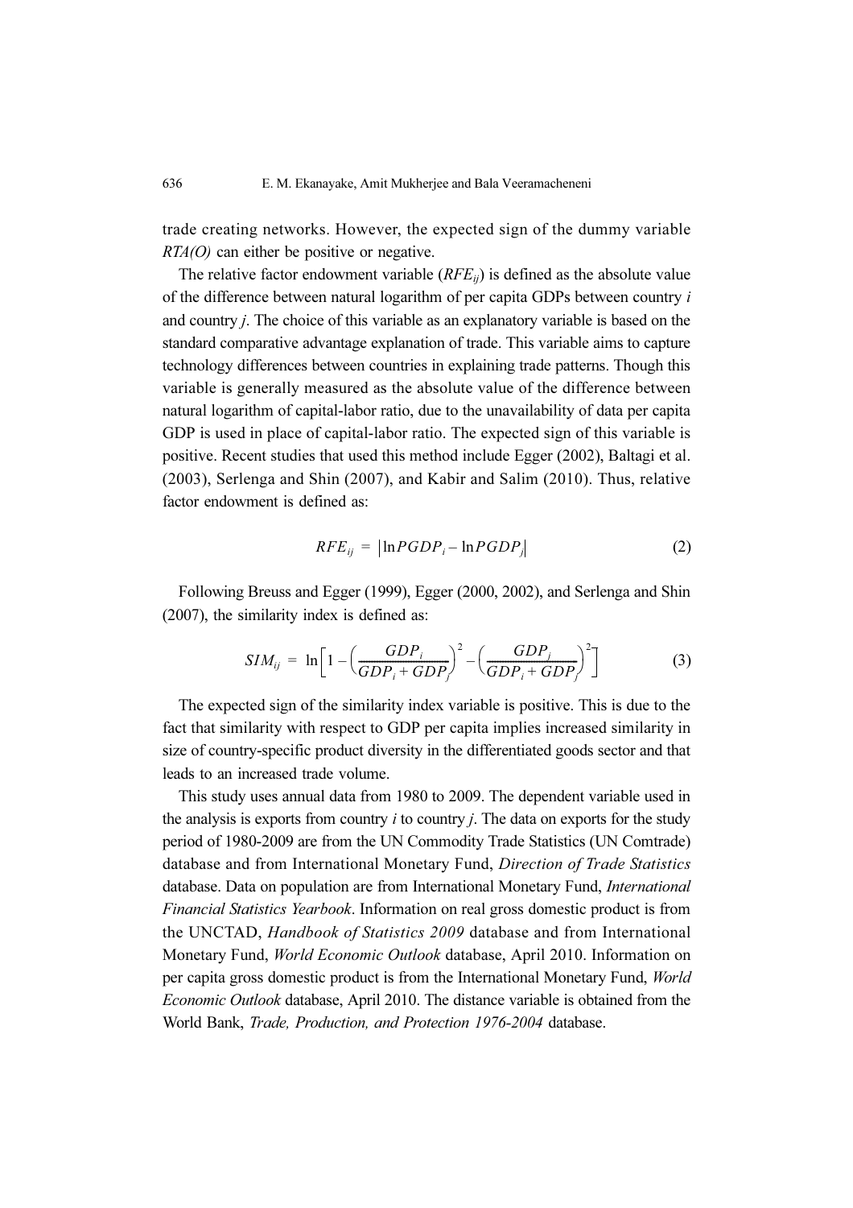trade creating networks. However, the expected sign of the dummy variable *RTA(O)* can either be positive or negative.

The relative factor endowment variable ($RFE_{ij}$) is defined as the absolute value of the difference between natural logarithm of per capita GDPs between country *i* and country *j*. The choice of this variable as an explanatory variable is based on the standard comparative advantage explanation of trade. This variable aims to capture technology differences between countries in explaining trade patterns. Though this variable is generally measured as the absolute value of the difference between natural logarithm of capital-labor ratio, due to the unavailability of data per capita GDP is used in place of capital-labor ratio. The expected sign of this variable is positive. Recent studies that used this method include Egger (2002), Baltagi et al. (2003), Serlenga and Shin (2007), and Kabir and Salim (2010). Thus, relative factor endowment is defined as:

$$RFE_{ij} = \left| \ln PGDP_i - \ln PGDP_j \right| \tag{2}$$

Following Breuss and Egger (1999), Egger (2000, 2002), and Serlenga and Shin (2007), the similarity index is defined as:

$$SIM_{ij} = \ln\left[1 - \left(\frac{GDP_i}{GDP_i + GDP_j}\right)^2 - \left(\frac{GDP_j}{GDP_i + GDP_j}\right)^2\right] \tag{3}$$

The expected sign of the similarity index variable is positive. This is due to the fact that similarity with respect to GDP per capita implies increased similarity in size of country-specific product diversity in the differentiated goods sector and that leads to an increased trade volume.

This study uses annual data from 1980 to 2009. The dependent variable used in the analysis is exports from country *i* to country *j*. The data on exports for the study period of 1980-2009 are from the UN Commodity Trade Statistics (UN Comtrade) database and from International Monetary Fund, *Direction of Trade Statistics* database. Data on population are from International Monetary Fund, *International Financial Statistics Yearbook*. Information on real gross domestic product is from the UNCTAD, *Handbook of Statistics 2009* database and from International Monetary Fund, *World Economic Outlook* database, April 2010. Information on per capita gross domestic product is from the International Monetary Fund, *World Economic Outlook* database, April 2010. The distance variable is obtained from the World Bank, *Trade, Production, and Protection 1976-2004* database.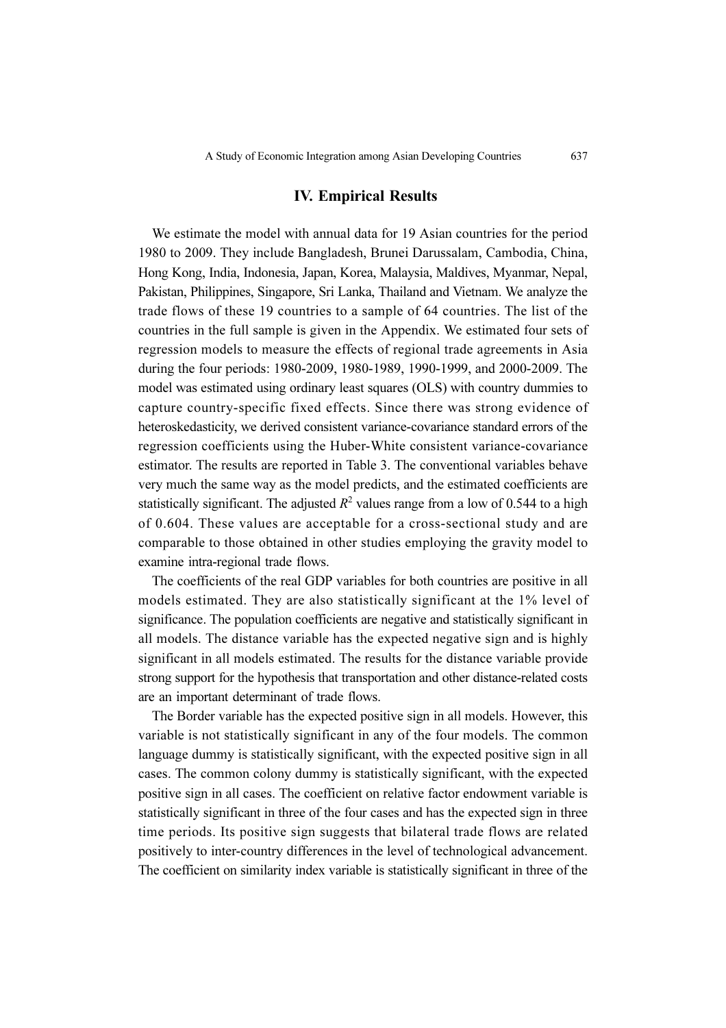## IV. Empirical Results

We estimate the model with annual data for 19 Asian countries for the period 1980 to 2009. They include Bangladesh, Brunei Darussalam, Cambodia, China, Hong Kong, India, Indonesia, Japan, Korea, Malaysia, Maldives, Myanmar, Nepal, Pakistan, Philippines, Singapore, Sri Lanka, Thailand and Vietnam. We analyze the trade flows of these 19 countries to a sample of 64 countries. The list of the countries in the full sample is given in the Appendix. We estimated four sets of regression models to measure the effects of regional trade agreements in Asia during the four periods: 1980-2009, 1980-1989, 1990-1999, and 2000-2009. The model was estimated using ordinary least squares (OLS) with country dummies to capture country-specific fixed effects. Since there was strong evidence of heteroskedasticity, we derived consistent variance-covariance standard errors of the regression coefficients using the Huber-White consistent variance-covariance estimator. The results are reported in Table 3. The conventional variables behave very much the same way as the model predicts, and the estimated coefficients are statistically significant. The adjusted $R^2$ values range from a low of 0.544 to a high of 0.604. These values are acceptable for a cross-sectional study and are comparable to those obtained in other studies employing the gravity model to examine intra-regional trade flows.

The coefficients of the real GDP variables for both countries are positive in all models estimated. They are also statistically significant at the 1% level of significance. The population coefficients are negative and statistically significant in all models. The distance variable has the expected negative sign and is highly significant in all models estimated. The results for the distance variable provide strong support for the hypothesis that transportation and other distance-related costs are an important determinant of trade flows.

The Border variable has the expected positive sign in all models. However, this variable is not statistically significant in any of the four models. The common language dummy is statistically significant, with the expected positive sign in all cases. The common colony dummy is statistically significant, with the expected positive sign in all cases. The coefficient on relative factor endowment variable is statistically significant in three of the four cases and has the expected sign in three time periods. Its positive sign suggests that bilateral trade flows are related positively to inter-country differences in the level of technological advancement. The coefficient on similarity index variable is statistically significant in three of the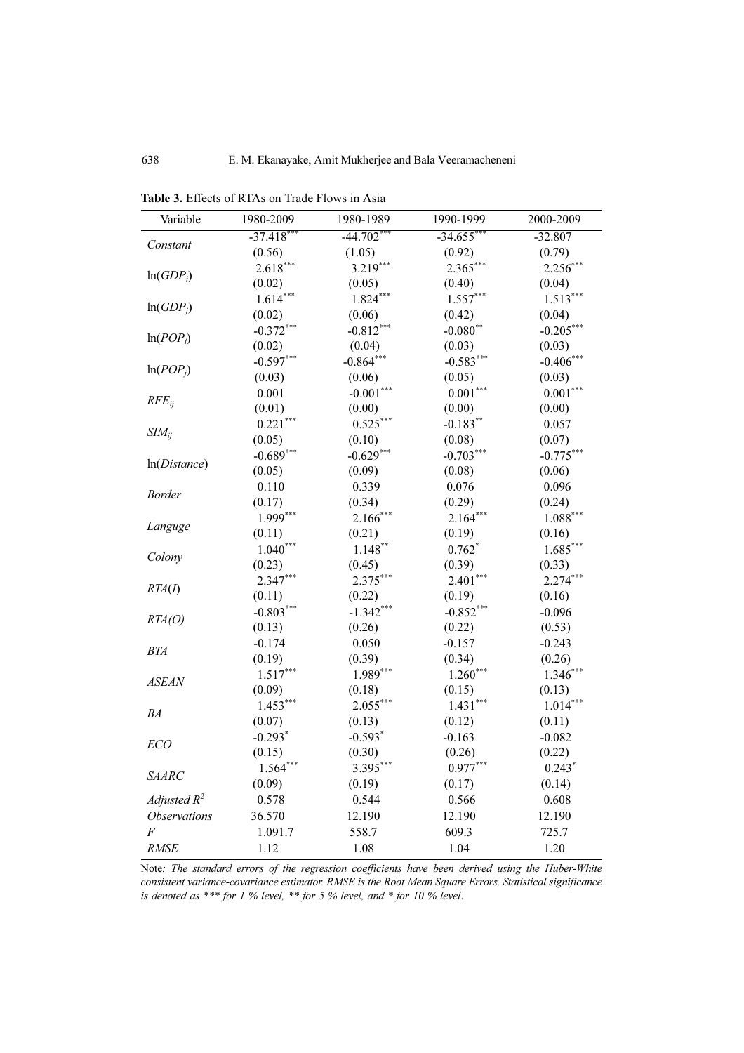**Table 3.** Effects of RTAs on Trade Flows in Asia

| Variable | 1980-2009 | 1980-1989 | 1990-1999 | 2000-2009 |
|---|---|---|---|---|
| *Constant* | -37.418*** | -44.702*** | -34.655*** | -32.807 |
| | (0.56) | (1.05) | (0.92) | (0.79) |
| $\ln(GDP_i)$ | 2.618*** | 3.219*** | 2.365*** | 2.256*** |
| | (0.02) | (0.05) | (0.40) | (0.04) |
| $\ln(GDP_j)$ | 1.614*** | 1.824*** | 1.557*** | 1.513*** |
| | (0.02) | (0.06) | (0.42) | (0.04) |
| $\ln(POP_i)$ | -0.372*** | -0.812*** | -0.080** | -0.205*** |
| | (0.02) | (0.04) | (0.03) | (0.03) |
| $\ln(POP_j)$ | -0.597*** | -0.864*** | -0.583*** | -0.406*** |
| | (0.03) | (0.06) | (0.05) | (0.03) |
| $RFE_{ij}$ | 0.001 | -0.001*** | 0.001*** | 0.001*** |
| | (0.01) | (0.00) | (0.00) | (0.00) |
| $SIM_{ij}$ | 0.221*** | 0.525*** | -0.183** | 0.057 |
| | (0.05) | (0.10) | (0.08) | (0.07) |
| $\ln(Distance)$ | -0.689*** | -0.629*** | -0.703*** | -0.775*** |
| | (0.05) | (0.09) | (0.08) | (0.06) |
| *Border* | 0.110 | 0.339 | 0.076 | 0.096 |
| | (0.17) | (0.34) | (0.29) | (0.24) |
| *Languge* | 1.999*** | 2.166*** | 2.164*** | 1.088*** |
| | (0.11) | (0.21) | (0.19) | (0.16) |
| *Colony* | 1.040*** | 1.148** | 0.762* | 1.685*** |
| | (0.23) | (0.45) | (0.39) | (0.33) |
| *RTA(I)* | 2.347*** | 2.375*** | 2.401*** | 2.274*** |
| | (0.11) | (0.22) | (0.19) | (0.16) |
| *RTA(O)* | -0.803*** | -1.342*** | -0.852*** | -0.096 |
| | (0.13) | (0.26) | (0.22) | (0.53) |
| *BTA* | -0.174 | 0.050 | -0.157 | -0.243 |
| | (0.19) | (0.39) | (0.34) | (0.26) |
| *ASEAN* | 1.517*** | 1.989*** | 1.260*** | 1.346*** |
| | (0.09) | (0.18) | (0.15) | (0.13) |
| *BA* | 1.453*** | 2.055*** | 1.431*** | 1.014*** |
| | (0.07) | (0.13) | (0.12) | (0.11) |
| *ECO* | -0.293* | -0.593* | -0.163 | -0.082 |
| | (0.15) | (0.30) | (0.26) | (0.22) |
| *SAARC* | 1.564*** | 3.395*** | 0.977*** | 0.243* |
| | (0.09) | (0.19) | (0.17) | (0.14) |
| *Adjusted $R^2$* | 0.578 | 0.544 | 0.566 | 0.608 |
| *Observations* | 36.570 | 12.190 | 12.190 | 12.190 |
| *F* | 1.091.7 | 558.7 | 609.3 | 725.7 |
| *RMSE* | 1.12 | 1.08 | 1.04 | 1.20 |

Note*: The standard errors of the regression coefficients have been derived using the Huber-White consistent variance-covariance estimator. RMSE is the Root Mean Square Errors. Statistical significance is denoted as \*\*\* for 1 % level, \*\* for 5 % level, and \* for 10 % level*.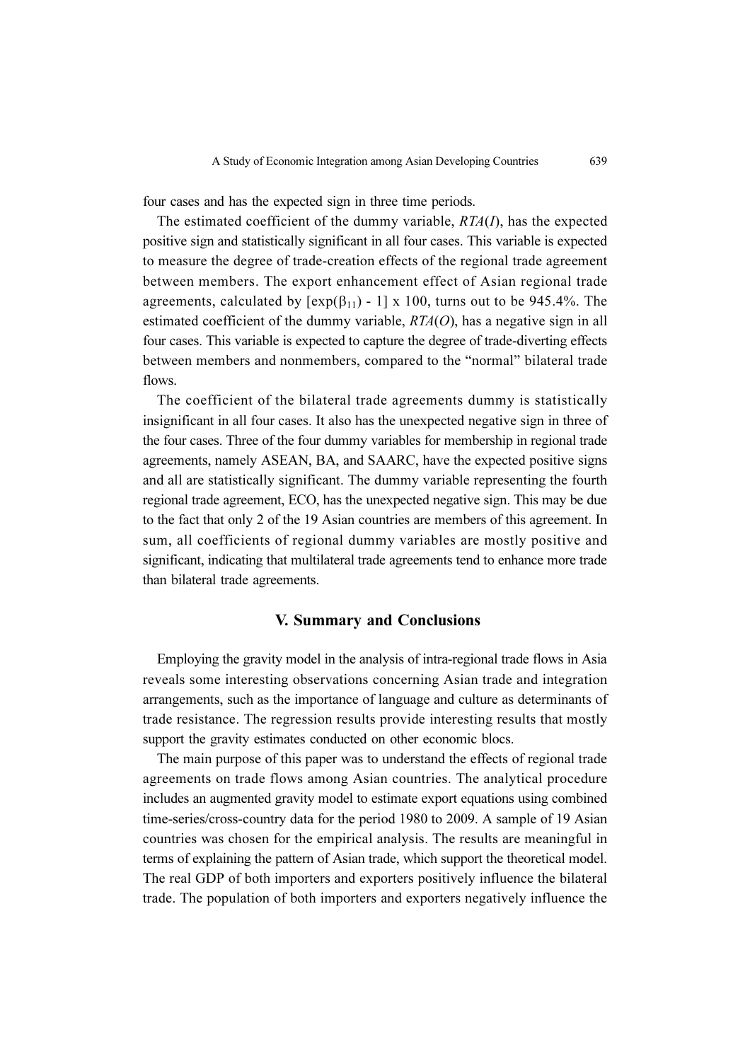four cases and has the expected sign in three time periods.

The estimated coefficient of the dummy variable, *RTA*(*I*), has the expected positive sign and statistically significant in all four cases. This variable is expected to measure the degree of trade-creation effects of the regional trade agreement between members. The export enhancement effect of Asian regional trade agreements, calculated by $[\exp(\beta_{11}) - 1] \times 100$, turns out to be 945.4%. The estimated coefficient of the dummy variable, *RTA*(*O*), has a negative sign in all four cases. This variable is expected to capture the degree of trade-diverting effects between members and nonmembers, compared to the "normal" bilateral trade flows.

The coefficient of the bilateral trade agreements dummy is statistically insignificant in all four cases. It also has the unexpected negative sign in three of the four cases. Three of the four dummy variables for membership in regional trade agreements, namely ASEAN, BA, and SAARC, have the expected positive signs and all are statistically significant. The dummy variable representing the fourth regional trade agreement, ECO, has the unexpected negative sign. This may be due to the fact that only 2 of the 19 Asian countries are members of this agreement. In sum, all coefficients of regional dummy variables are mostly positive and significant, indicating that multilateral trade agreements tend to enhance more trade than bilateral trade agreements.

## V. Summary and Conclusions

Employing the gravity model in the analysis of intra-regional trade flows in Asia reveals some interesting observations concerning Asian trade and integration arrangements, such as the importance of language and culture as determinants of trade resistance. The regression results provide interesting results that mostly support the gravity estimates conducted on other economic blocs.

The main purpose of this paper was to understand the effects of regional trade agreements on trade flows among Asian countries. The analytical procedure includes an augmented gravity model to estimate export equations using combined time-series/cross-country data for the period 1980 to 2009. A sample of 19 Asian countries was chosen for the empirical analysis. The results are meaningful in terms of explaining the pattern of Asian trade, which support the theoretical model. The real GDP of both importers and exporters positively influence the bilateral trade. The population of both importers and exporters negatively influence the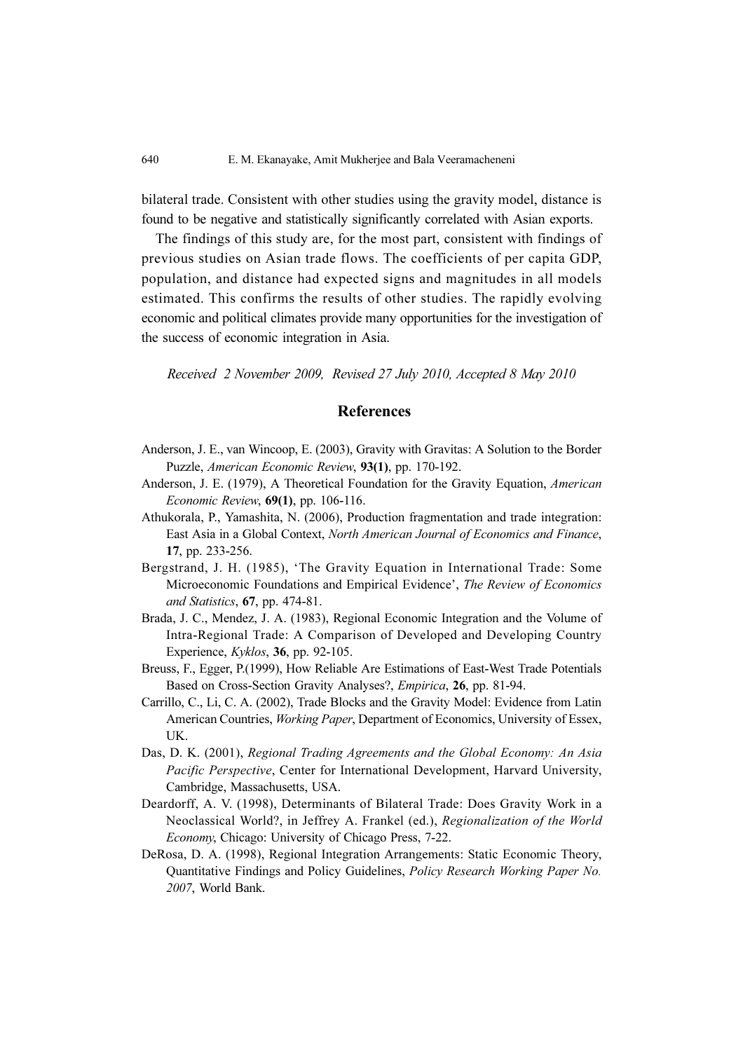bilateral trade. Consistent with other studies using the gravity model, distance is found to be negative and statistically significantly correlated with Asian exports.

The findings of this study are, for the most part, consistent with findings of previous studies on Asian trade flows. The coefficients of per capita GDP, population, and distance had expected signs and magnitudes in all models estimated. This confirms the results of other studies. The rapidly evolving economic and political climates provide many opportunities for the investigation of the success of economic integration in Asia.

*Received 2 November 2009, Revised 27 July 2010, Accepted 8 May 2010*

## References

Anderson, J. E., van Wincoop, E. (2003), Gravity with Gravitas: A Solution to the Border Puzzle, *American Economic Review*, **93(1)**, pp. 170-192.

Anderson, J. E. (1979), A Theoretical Foundation for the Gravity Equation, *American Economic Review*, **69(1)**, pp. 106-116.

Athukorala, P., Yamashita, N. (2006), Production fragmentation and trade integration: East Asia in a Global Context, *North American Journal of Economics and Finance*, **17**, pp. 233-256.

Bergstrand, J. H. (1985), 'The Gravity Equation in International Trade: Some Microeconomic Foundations and Empirical Evidence', *The Review of Economics and Statistics*, **67**, pp. 474-81.

Brada, J. C., Mendez, J. A. (1983), Regional Economic Integration and the Volume of Intra-Regional Trade: A Comparison of Developed and Developing Country Experience, *Kyklos*, **36**, pp. 92-105.

Breuss, F., Egger, P.(1999), How Reliable Are Estimations of East-West Trade Potentials Based on Cross-Section Gravity Analyses?, *Empirica*, **26**, pp. 81-94.

Carrillo, C., Li, C. A. (2002), Trade Blocks and the Gravity Model: Evidence from Latin American Countries, *Working Paper*, Department of Economics, University of Essex, UK.

Das, D. K. (2001), *Regional Trading Agreements and the Global Economy: An Asia Pacific Perspective*, Center for International Development, Harvard University, Cambridge, Massachusetts, USA.

Deardorff, A. V. (1998), Determinants of Bilateral Trade: Does Gravity Work in a Neoclassical World?, in Jeffrey A. Frankel (ed.), *Regionalization of the World Economy*, Chicago: University of Chicago Press, 7-22.

DeRosa, D. A. (1998), Regional Integration Arrangements: Static Economic Theory, Quantitative Findings and Policy Guidelines, *Policy Research Working Paper No. 2007*, World Bank.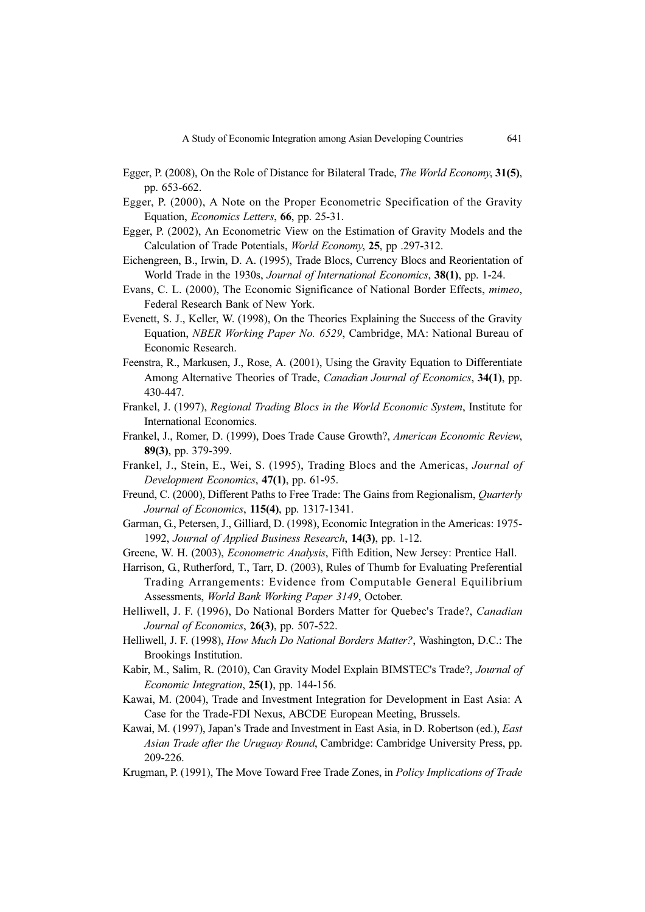Egger, P. (2008), On the Role of Distance for Bilateral Trade, *The World Economy*, **31(5)**, pp. 653-662.

Egger, P. (2000), A Note on the Proper Econometric Specification of the Gravity Equation, *Economics Letters*, **66**, pp. 25-31.

Egger, P. (2002), An Econometric View on the Estimation of Gravity Models and the Calculation of Trade Potentials, *World Economy*, **25**, pp .297-312.

Eichengreen, B., Irwin, D. A. (1995), Trade Blocs, Currency Blocs and Reorientation of World Trade in the 1930s, *Journal of International Economics*, **38(1)**, pp. 1-24.

Evans, C. L. (2000), The Economic Significance of National Border Effects, *mimeo*, Federal Research Bank of New York.

Evenett, S. J., Keller, W. (1998), On the Theories Explaining the Success of the Gravity Equation, *NBER Working Paper No. 6529*, Cambridge, MA: National Bureau of Economic Research.

Feenstra, R., Markusen, J., Rose, A. (2001), Using the Gravity Equation to Differentiate Among Alternative Theories of Trade, *Canadian Journal of Economics*, **34(1)**, pp. 430-447.

Frankel, J. (1997), *Regional Trading Blocs in the World Economic System*, Institute for International Economics.

Frankel, J., Romer, D. (1999), Does Trade Cause Growth?, *American Economic Review*, **89(3)**, pp. 379-399.

Frankel, J., Stein, E., Wei, S. (1995), Trading Blocs and the Americas, *Journal of Development Economics*, **47(1)**, pp. 61-95.

Freund, C. (2000), Different Paths to Free Trade: The Gains from Regionalism, *Quarterly Journal of Economics*, **115(4)**, pp. 1317-1341.

Garman, G., Petersen, J., Gilliard, D. (1998), Economic Integration in the Americas: 1975-1992, *Journal of Applied Business Research*, **14(3)**, pp. 1-12.

Greene, W. H. (2003), *Econometric Analysis*, Fifth Edition, New Jersey: Prentice Hall.

Harrison, G., Rutherford, T., Tarr, D. (2003), Rules of Thumb for Evaluating Preferential Trading Arrangements: Evidence from Computable General Equilibrium Assessments, *World Bank Working Paper 3149*, October.

Helliwell, J. F. (1996), Do National Borders Matter for Quebec's Trade?, *Canadian Journal of Economics*, **26(3)**, pp. 507-522.

Helliwell, J. F. (1998), *How Much Do National Borders Matter?*, Washington, D.C.: The Brookings Institution.

Kabir, M., Salim, R. (2010), Can Gravity Model Explain BIMSTEC's Trade?, *Journal of Economic Integration*, **25(1)**, pp. 144-156.

Kawai, M. (2004), Trade and Investment Integration for Development in East Asia: A Case for the Trade-FDI Nexus, ABCDE European Meeting, Brussels.

Kawai, M. (1997), Japan's Trade and Investment in East Asia, in D. Robertson (ed.), *East Asian Trade after the Uruguay Round*, Cambridge: Cambridge University Press, pp. 209-226.

Krugman, P. (1991), The Move Toward Free Trade Zones, in *Policy Implications of Trade*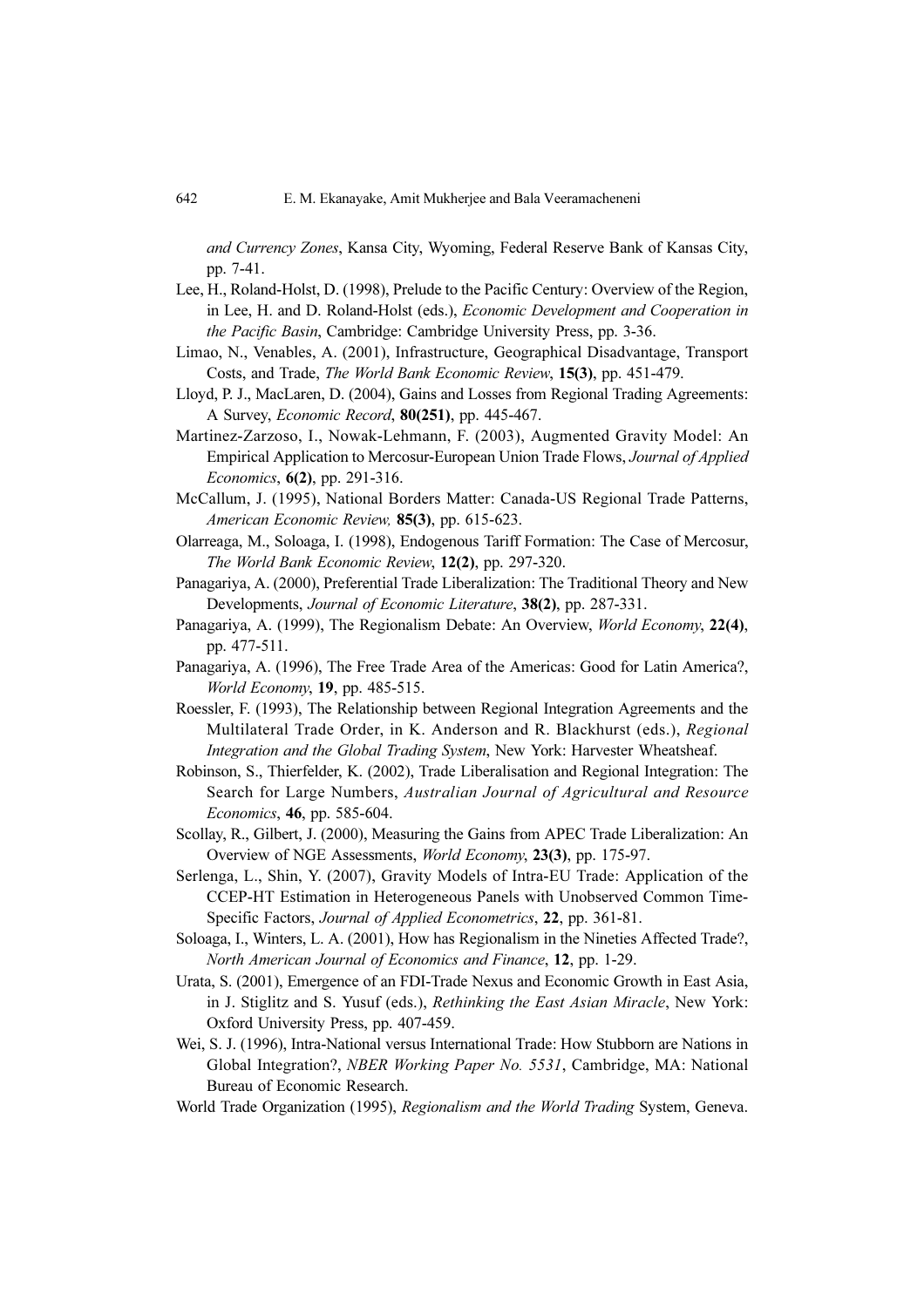*and Currency Zones*, Kansa City, Wyoming, Federal Reserve Bank of Kansas City, pp. 7-41.

Lee, H., Roland-Holst, D. (1998), Prelude to the Pacific Century: Overview of the Region, in Lee, H. and D. Roland-Holst (eds.), *Economic Development and Cooperation in the Pacific Basin*, Cambridge: Cambridge University Press, pp. 3-36.

Limao, N., Venables, A. (2001), Infrastructure, Geographical Disadvantage, Transport Costs, and Trade, *The World Bank Economic Review*, **15(3)**, pp. 451-479.

Lloyd, P. J., MacLaren, D. (2004), Gains and Losses from Regional Trading Agreements: A Survey, *Economic Record*, **80(251)**, pp. 445-467.

Martinez-Zarzoso, I., Nowak-Lehmann, F. (2003), Augmented Gravity Model: An Empirical Application to Mercosur-European Union Trade Flows, *Journal of Applied Economics*, **6(2)**, pp. 291-316.

McCallum, J. (1995), National Borders Matter: Canada-US Regional Trade Patterns, *American Economic Review,* **85(3)**, pp. 615-623.

Olarreaga, M., Soloaga, I. (1998), Endogenous Tariff Formation: The Case of Mercosur, *The World Bank Economic Review*, **12(2)**, pp. 297-320.

Panagariya, A. (2000), Preferential Trade Liberalization: The Traditional Theory and New Developments, *Journal of Economic Literature*, **38(2)**, pp. 287-331.

Panagariya, A. (1999), The Regionalism Debate: An Overview, *World Economy*, **22(4)**, pp. 477-511.

Panagariya, A. (1996), The Free Trade Area of the Americas: Good for Latin America?, *World Economy*, **19**, pp. 485-515.

Roessler, F. (1993), The Relationship between Regional Integration Agreements and the Multilateral Trade Order, in K. Anderson and R. Blackhurst (eds.), *Regional Integration and the Global Trading System*, New York: Harvester Wheatsheaf.

Robinson, S., Thierfelder, K. (2002), Trade Liberalisation and Regional Integration: The Search for Large Numbers, *Australian Journal of Agricultural and Resource Economics*, **46**, pp. 585-604.

Scollay, R., Gilbert, J. (2000), Measuring the Gains from APEC Trade Liberalization: An Overview of NGE Assessments, *World Economy*, **23(3)**, pp. 175-97.

Serlenga, L., Shin, Y. (2007), Gravity Models of Intra-EU Trade: Application of the CCEP-HT Estimation in Heterogeneous Panels with Unobserved Common Time-Specific Factors, *Journal of Applied Econometrics*, **22**, pp. 361-81.

Soloaga, I., Winters, L. A. (2001), How has Regionalism in the Nineties Affected Trade?, *North American Journal of Economics and Finance*, **12**, pp. 1-29.

Urata, S. (2001), Emergence of an FDI-Trade Nexus and Economic Growth in East Asia, in J. Stiglitz and S. Yusuf (eds.), *Rethinking the East Asian Miracle*, New York: Oxford University Press, pp. 407-459.

Wei, S. J. (1996), Intra-National versus International Trade: How Stubborn are Nations in Global Integration?, *NBER Working Paper No. 5531*, Cambridge, MA: National Bureau of Economic Research.

World Trade Organization (1995), *Regionalism and the World Trading* System, Geneva.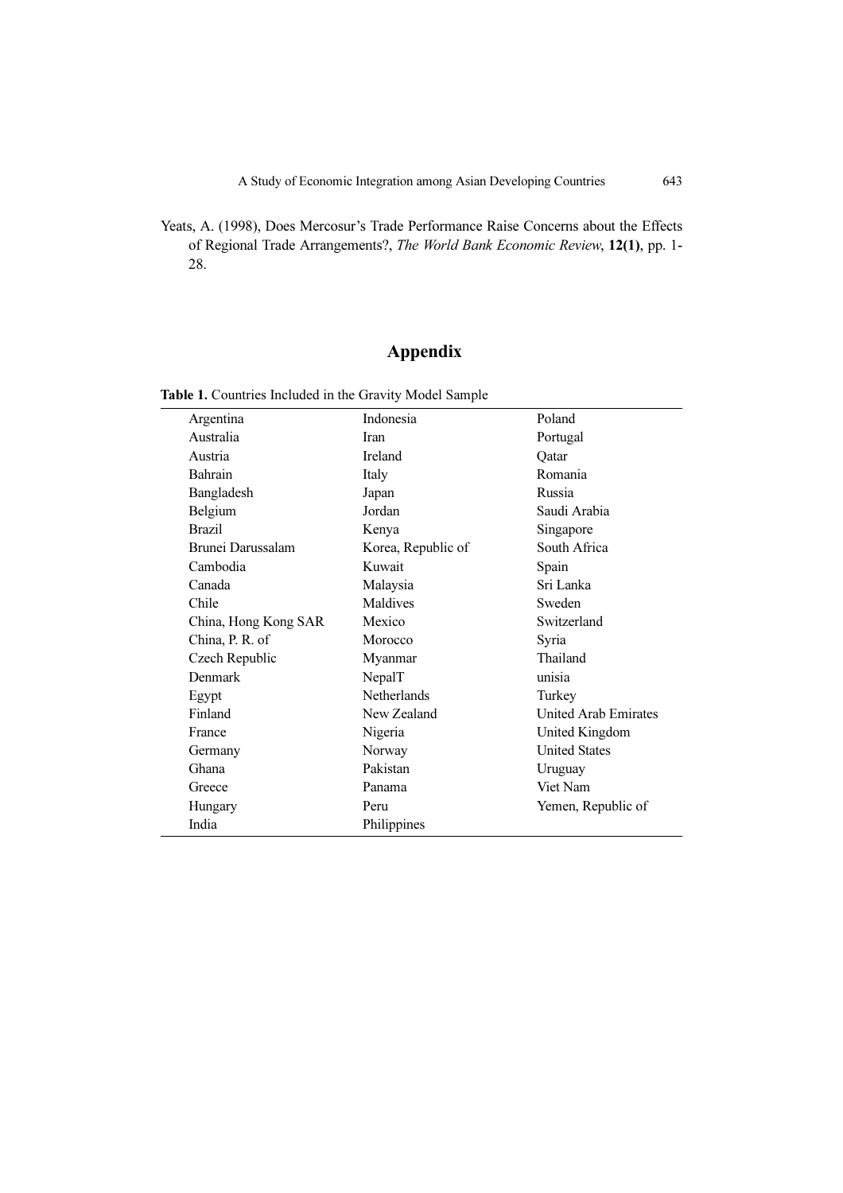Yeats, A. (1998), Does Mercosur's Trade Performance Raise Concerns about the Effects of Regional Trade Arrangements?, *The World Bank Economic Review*, **12(1)**, pp. 1-28.

## Appendix

**Table 1.** Countries Included in the Gravity Model Sample

| | | |
|---|---|---|
| Argentina | Indonesia | Poland |
| Australia | Iran | Portugal |
| Austria | Ireland | Qatar |
| Bahrain | Italy | Romania |
| Bangladesh | Japan | Russia |
| Belgium | Jordan | Saudi Arabia |
| Brazil | Kenya | Singapore |
| Brunei Darussalam | Korea, Republic of | South Africa |
| Cambodia | Kuwait | Spain |
| Canada | Malaysia | Sri Lanka |
| Chile | Maldives | Sweden |
| China, Hong Kong SAR | Mexico | Switzerland |
| China, P. R. of | Morocco | Syria |
| Czech Republic | Myanmar | Thailand |
| Denmark | NepalT | unisia |
| Egypt | Netherlands | Turkey |
| Finland | New Zealand | United Arab Emirates |
| France | Nigeria | United Kingdom |
| Germany | Norway | United States |
| Ghana | Pakistan | Uruguay |
| Greece | Panama | Viet Nam |
| Hungary | Peru | Yemen, Republic of |
| India | Philippines | |